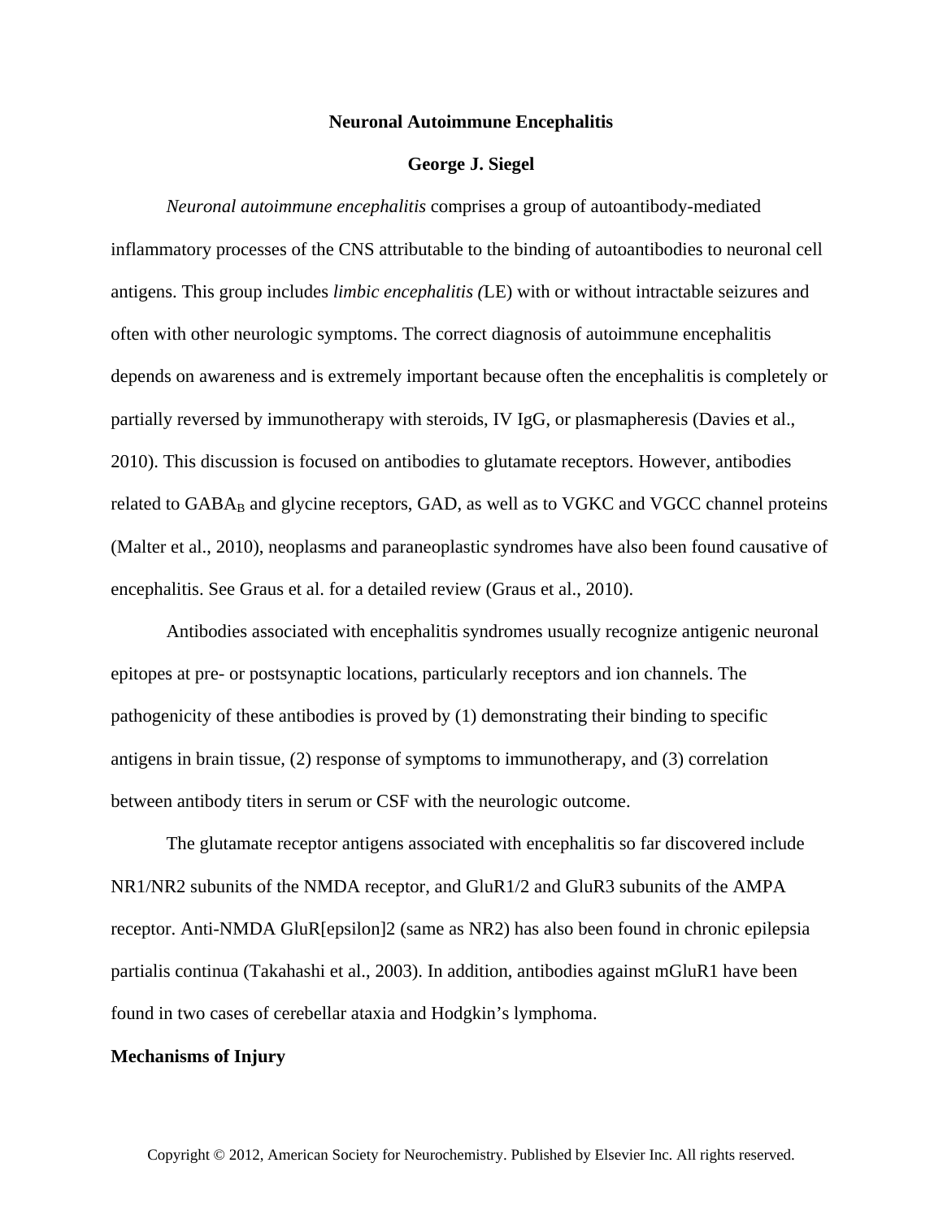# Neuronal Autoimmune Encephalitis

**George J. Siegel**

*Neuronal autoimmune encephalitis* comprises a group of autoantibody-mediated inflammatory processes of the CNS attributable to the binding of autoantibodies to neuronal cell antigens. This group includes *limbic encephalitis (*LE) with or without intractable seizures and often with other neurologic symptoms. The correct diagnosis of autoimmune encephalitis depends on awareness and is extremely important because often the encephalitis is completely or partially reversed by immunotherapy with steroids, IV IgG, or plasmapheresis (Davies et al., 2010). This discussion is focused on antibodies to glutamate receptors. However, antibodies related to $GABA_B$ and glycine receptors, GAD, as well as to VGKC and VGCC channel proteins (Malter et al., 2010), neoplasms and paraneoplastic syndromes have also been found causative of encephalitis. See Graus et al. for a detailed review (Graus et al., 2010).

Antibodies associated with encephalitis syndromes usually recognize antigenic neuronal epitopes at pre- or postsynaptic locations, particularly receptors and ion channels. The pathogenicity of these antibodies is proved by (1) demonstrating their binding to specific antigens in brain tissue, (2) response of symptoms to immunotherapy, and (3) correlation between antibody titers in serum or CSF with the neurologic outcome.

The glutamate receptor antigens associated with encephalitis so far discovered include NR1/NR2 subunits of the NMDA receptor, and GluR1/2 and GluR3 subunits of the AMPA receptor. Anti-NMDA GluR[epsilon]2 (same as NR2) has also been found in chronic epilepsia partialis continua (Takahashi et al., 2003). In addition, antibodies against mGluR1 have been found in two cases of cerebellar ataxia and Hodgkin's lymphoma.

## Mechanisms of Injury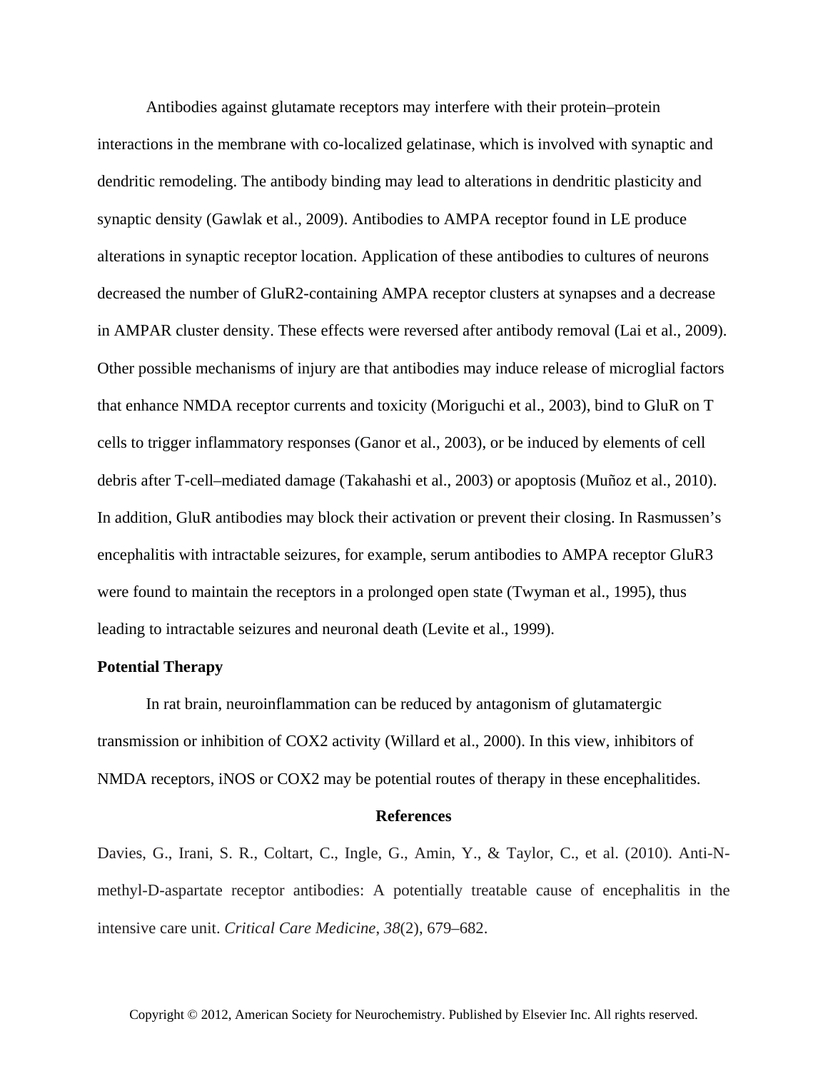Antibodies against glutamate receptors may interfere with their protein–protein interactions in the membrane with co-localized gelatinase, which is involved with synaptic and dendritic remodeling. The antibody binding may lead to alterations in dendritic plasticity and synaptic density (Gawlak et al., 2009). Antibodies to AMPA receptor found in LE produce alterations in synaptic receptor location. Application of these antibodies to cultures of neurons decreased the number of GluR2-containing AMPA receptor clusters at synapses and a decrease in AMPAR cluster density. These effects were reversed after antibody removal (Lai et al., 2009). Other possible mechanisms of injury are that antibodies may induce release of microglial factors that enhance NMDA receptor currents and toxicity (Moriguchi et al., 2003), bind to GluR on T cells to trigger inflammatory responses (Ganor et al., 2003), or be induced by elements of cell debris after T-cell–mediated damage (Takahashi et al., 2003) or apoptosis (Muñoz et al., 2010). In addition, GluR antibodies may block their activation or prevent their closing. In Rasmussen's encephalitis with intractable seizures, for example, serum antibodies to AMPA receptor GluR3 were found to maintain the receptors in a prolonged open state (Twyman et al., 1995), thus leading to intractable seizures and neuronal death (Levite et al., 1999).

**Potential Therapy**

In rat brain, neuroinflammation can be reduced by antagonism of glutamatergic transmission or inhibition of COX2 activity (Willard et al., 2000). In this view, inhibitors of NMDA receptors, iNOS or COX2 may be potential routes of therapy in these encephalitides.

## References

Davies, G., Irani, S. R., Coltart, C., Ingle, G., Amin, Y., & Taylor, C., et al. (2010). Anti-N-methyl-D-aspartate receptor antibodies: A potentially treatable cause of encephalitis in the intensive care unit. *Critical Care Medicine*, *38*(2), 679–682.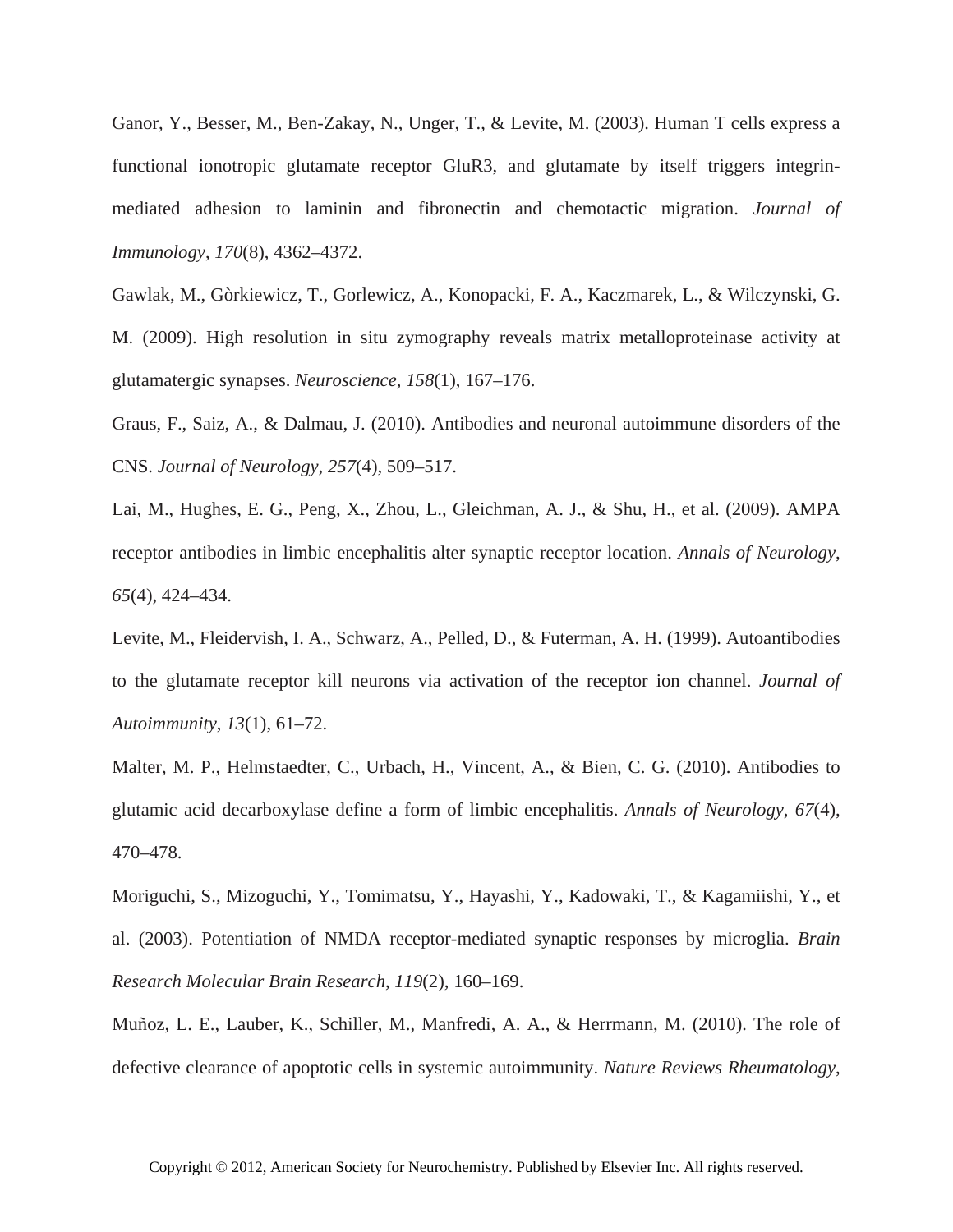Ganor, Y., Besser, M., Ben-Zakay, N., Unger, T., & Levite, M. (2003). Human T cells express a functional ionotropic glutamate receptor GluR3, and glutamate by itself triggers integrin-mediated adhesion to laminin and fibronectin and chemotactic migration. *Journal of Immunology*, *170*(8), 4362–4372.

Gawlak, M., Gòrkiewicz, T., Gorlewicz, A., Konopacki, F. A., Kaczmarek, L., & Wilczynski, G. M. (2009). High resolution in situ zymography reveals matrix metalloproteinase activity at glutamatergic synapses. *Neuroscience*, *158*(1), 167–176.

Graus, F., Saiz, A., & Dalmau, J. (2010). Antibodies and neuronal autoimmune disorders of the CNS. *Journal of Neurology*, *257*(4), 509–517.

Lai, M., Hughes, E. G., Peng, X., Zhou, L., Gleichman, A. J., & Shu, H., et al. (2009). AMPA receptor antibodies in limbic encephalitis alter synaptic receptor location. *Annals of Neurology*, *65*(4), 424–434.

Levite, M., Fleidervish, I. A., Schwarz, A., Pelled, D., & Futerman, A. H. (1999). Autoantibodies to the glutamate receptor kill neurons via activation of the receptor ion channel. *Journal of Autoimmunity*, *13*(1), 61–72.

Malter, M. P., Helmstaedter, C., Urbach, H., Vincent, A., & Bien, C. G. (2010). Antibodies to glutamic acid decarboxylase define a form of limbic encephalitis. *Annals of Neurology*, *67*(4), 470–478.

Moriguchi, S., Mizoguchi, Y., Tomimatsu, Y., Hayashi, Y., Kadowaki, T., & Kagamiishi, Y., et al. (2003). Potentiation of NMDA receptor-mediated synaptic responses by microglia. *Brain Research Molecular Brain Research*, *119*(2), 160–169.

Muñoz, L. E., Lauber, K., Schiller, M., Manfredi, A. A., & Herrmann, M. (2010). The role of defective clearance of apoptotic cells in systemic autoimmunity. *Nature Reviews Rheumatology*,

Copyright © 2012, American Society for Neurochemistry. Published by Elsevier Inc. All rights reserved.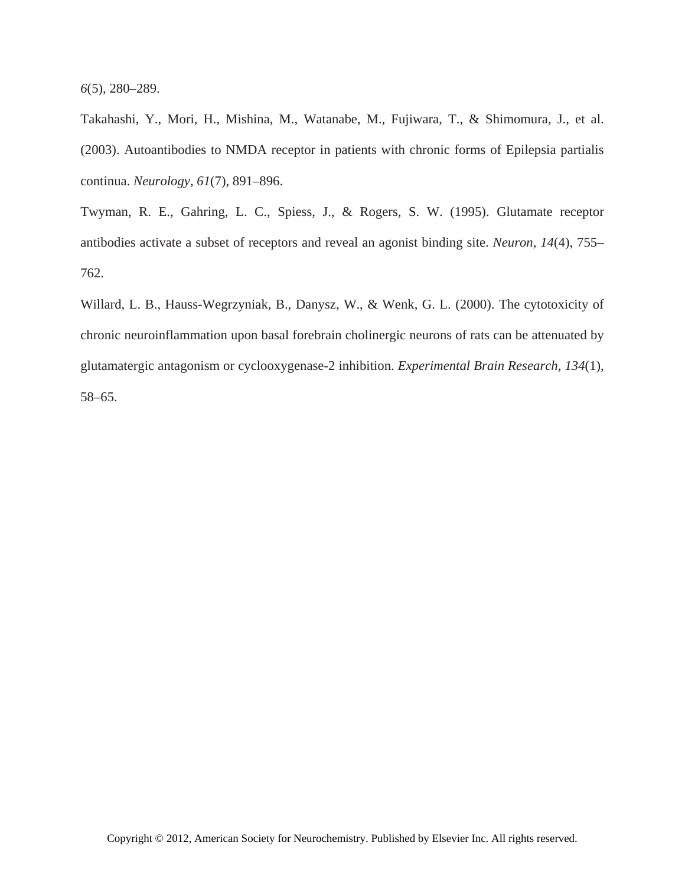*6*(5), 280–289.

Takahashi, Y., Mori, H., Mishina, M., Watanabe, M., Fujiwara, T., & Shimomura, J., et al. (2003). Autoantibodies to NMDA receptor in patients with chronic forms of Epilepsia partialis continua. *Neurology*, *61*(7), 891–896.

Twyman, R. E., Gahring, L. C., Spiess, J., & Rogers, S. W. (1995). Glutamate receptor antibodies activate a subset of receptors and reveal an agonist binding site. *Neuron*, *14*(4), 755–762.

Willard, L. B., Hauss-Wegrzyniak, B., Danysz, W., & Wenk, G. L. (2000). The cytotoxicity of chronic neuroinflammation upon basal forebrain cholinergic neurons of rats can be attenuated by glutamatergic antagonism or cyclooxygenase-2 inhibition. *Experimental Brain Research*, *134*(1), 58–65.

Copyright © 2012, American Society for Neurochemistry. Published by Elsevier Inc. All rights reserved.